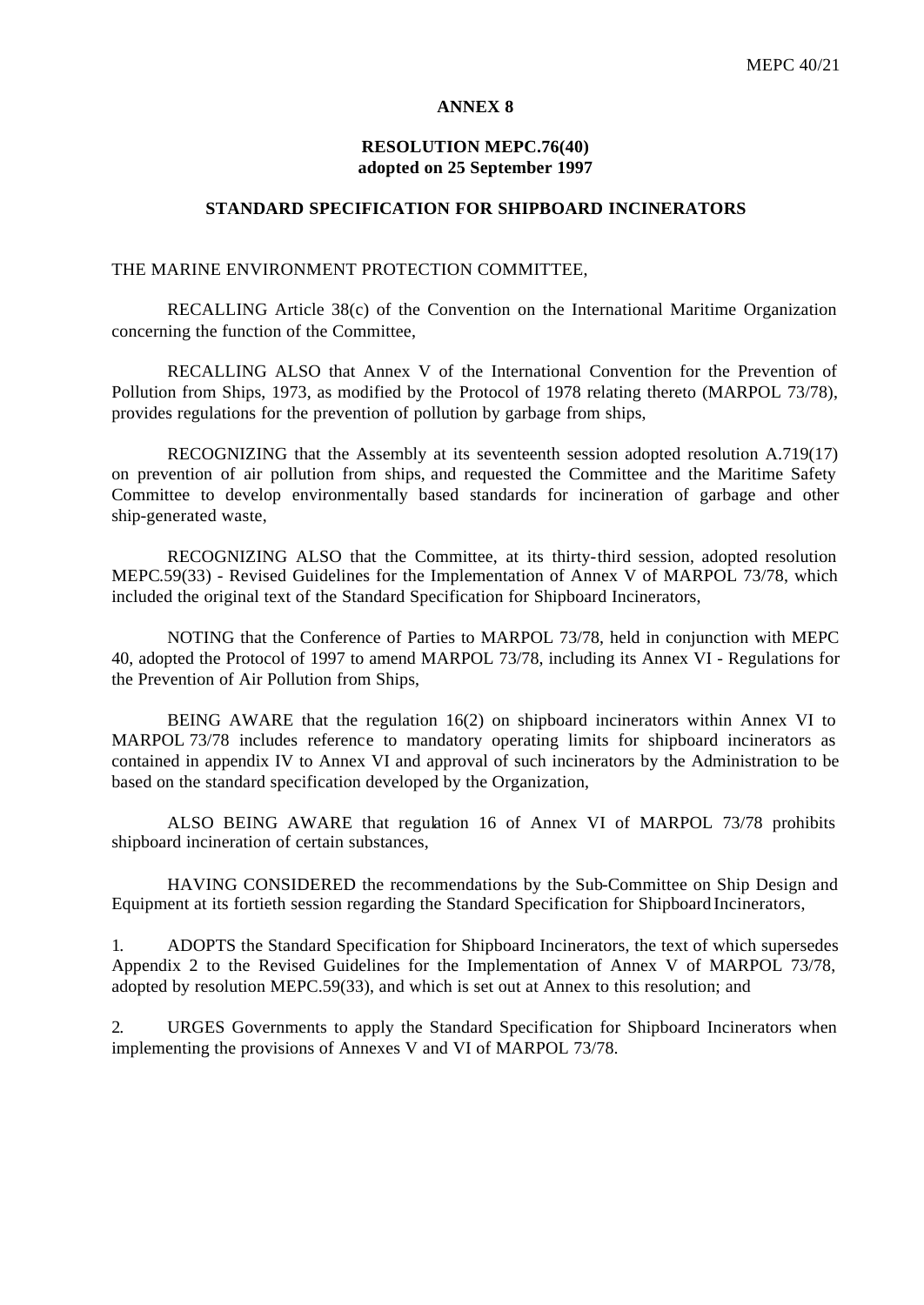# ANNEX 8

## RESOLUTION MEPC.76(40)
**adopted on 25 September 1997**

## STANDARD SPECIFICATION FOR SHIPBOARD INCINERATORS

THE MARINE ENVIRONMENT PROTECTION COMMITTEE,

RECALLING Article 38(c) of the Convention on the International Maritime Organization concerning the function of the Committee,

RECALLING ALSO that Annex V of the International Convention for the Prevention of Pollution from Ships, 1973, as modified by the Protocol of 1978 relating thereto (MARPOL 73/78), provides regulations for the prevention of pollution by garbage from ships,

RECOGNIZING that the Assembly at its seventeenth session adopted resolution A.719(17) on prevention of air pollution from ships, and requested the Committee and the Maritime Safety Committee to develop environmentally based standards for incineration of garbage and other ship-generated waste,

RECOGNIZING ALSO that the Committee, at its thirty-third session, adopted resolution MEPC.59(33) - Revised Guidelines for the Implementation of Annex V of MARPOL 73/78, which included the original text of the Standard Specification for Shipboard Incinerators,

NOTING that the Conference of Parties to MARPOL 73/78, held in conjunction with MEPC 40, adopted the Protocol of 1997 to amend MARPOL 73/78, including its Annex VI - Regulations for the Prevention of Air Pollution from Ships,

BEING AWARE that the regulation 16(2) on shipboard incinerators within Annex VI to MARPOL 73/78 includes reference to mandatory operating limits for shipboard incinerators as contained in appendix IV to Annex VI and approval of such incinerators by the Administration to be based on the standard specification developed by the Organization,

ALSO BEING AWARE that regulation 16 of Annex VI of MARPOL 73/78 prohibits shipboard incineration of certain substances,

HAVING CONSIDERED the recommendations by the Sub-Committee on Ship Design and Equipment at its fortieth session regarding the Standard Specification for Shipboard Incinerators,

1. ADOPTS the Standard Specification for Shipboard Incinerators, the text of which supersedes Appendix 2 to the Revised Guidelines for the Implementation of Annex V of MARPOL 73/78, adopted by resolution MEPC.59(33), and which is set out at Annex to this resolution; and

2. URGES Governments to apply the Standard Specification for Shipboard Incinerators when implementing the provisions of Annexes V and VI of MARPOL 73/78.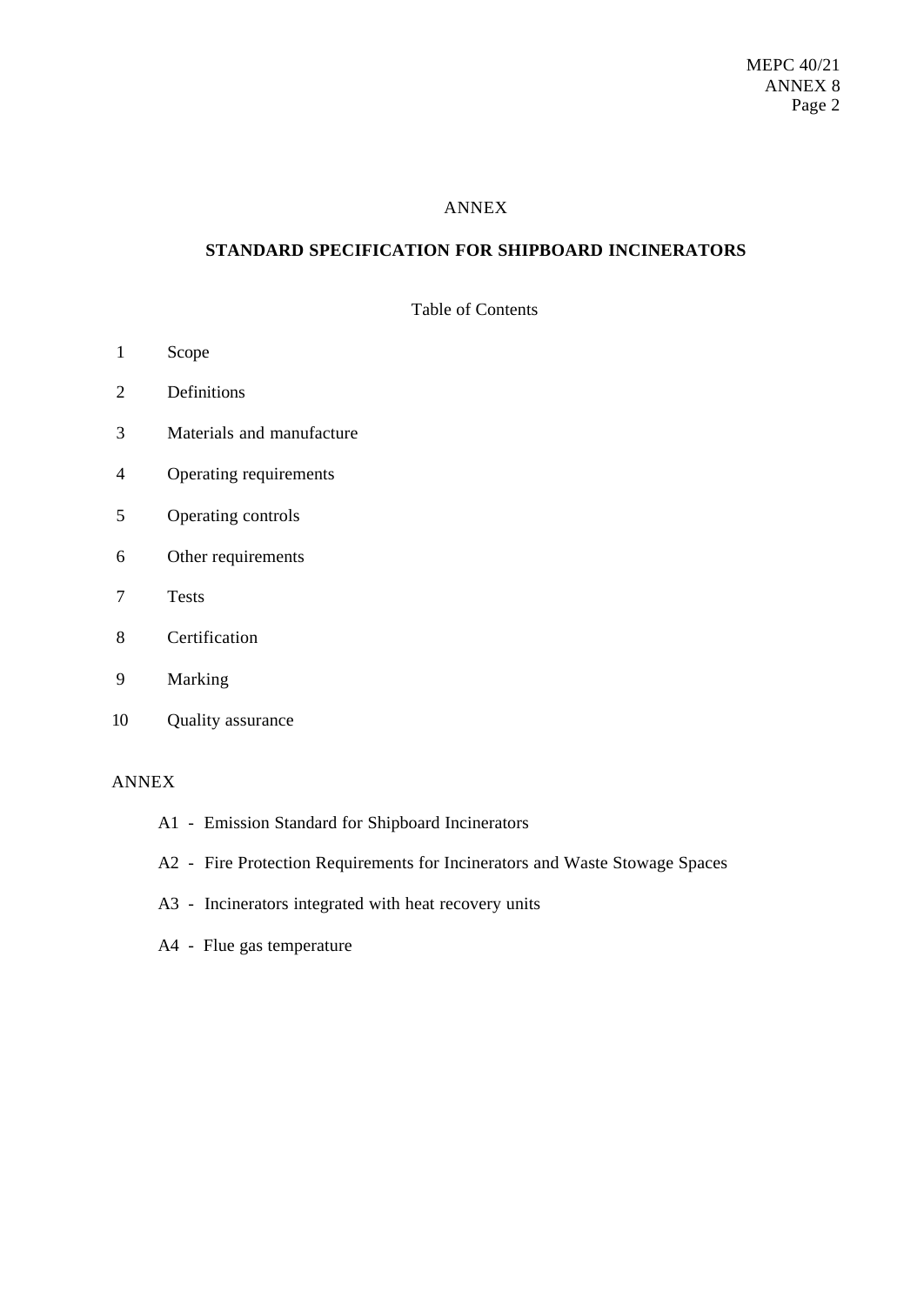ANNEX

# STANDARD SPECIFICATION FOR SHIPBOARD INCINERATORS

Table of Contents

1. Scope
2. Definitions
3. Materials and manufacture
4. Operating requirements
5. Operating controls
6. Other requirements
7. Tests
8. Certification
9. Marking
10. Quality assurance

ANNEX

- A1 - Emission Standard for Shipboard Incinerators
- A2 - Fire Protection Requirements for Incinerators and Waste Stowage Spaces
- A3 - Incinerators integrated with heat recovery units
- A4 - Flue gas temperature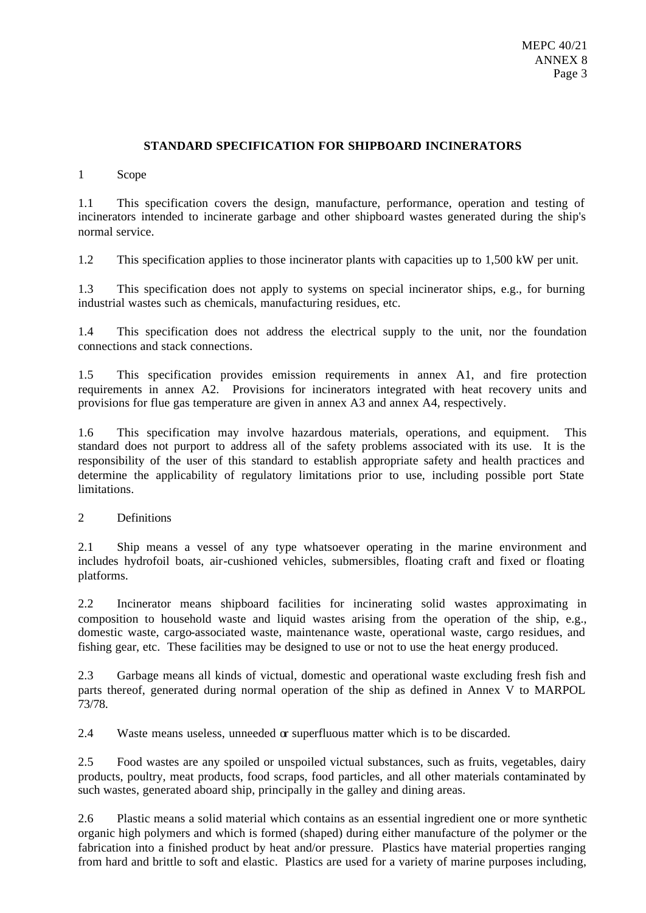## STANDARD SPECIFICATION FOR SHIPBOARD INCINERATORS

1 Scope

1.1 This specification covers the design, manufacture, performance, operation and testing of incinerators intended to incinerate garbage and other shipboard wastes generated during the ship's normal service.

1.2 This specification applies to those incinerator plants with capacities up to 1,500 kW per unit.

1.3 This specification does not apply to systems on special incinerator ships, e.g., for burning industrial wastes such as chemicals, manufacturing residues, etc.

1.4 This specification does not address the electrical supply to the unit, nor the foundation connections and stack connections.

1.5 This specification provides emission requirements in annex A1, and fire protection requirements in annex A2. Provisions for incinerators integrated with heat recovery units and provisions for flue gas temperature are given in annex A3 and annex A4, respectively.

1.6 This specification may involve hazardous materials, operations, and equipment. This standard does not purport to address all of the safety problems associated with its use. It is the responsibility of the user of this standard to establish appropriate safety and health practices and determine the applicability of regulatory limitations prior to use, including possible port State limitations.

2 Definitions

2.1 Ship means a vessel of any type whatsoever operating in the marine environment and includes hydrofoil boats, air-cushioned vehicles, submersibles, floating craft and fixed or floating platforms.

2.2 Incinerator means shipboard facilities for incinerating solid wastes approximating in composition to household waste and liquid wastes arising from the operation of the ship, e.g., domestic waste, cargo-associated waste, maintenance waste, operational waste, cargo residues, and fishing gear, etc. These facilities may be designed to use or not to use the heat energy produced.

2.3 Garbage means all kinds of victual, domestic and operational waste excluding fresh fish and parts thereof, generated during normal operation of the ship as defined in Annex V to MARPOL 73/78.

2.4 Waste means useless, unneeded or superfluous matter which is to be discarded.

2.5 Food wastes are any spoiled or unspoiled victual substances, such as fruits, vegetables, dairy products, poultry, meat products, food scraps, food particles, and all other materials contaminated by such wastes, generated aboard ship, principally in the galley and dining areas.

2.6 Plastic means a solid material which contains as an essential ingredient one or more synthetic organic high polymers and which is formed (shaped) during either manufacture of the polymer or the fabrication into a finished product by heat and/or pressure. Plastics have material properties ranging from hard and brittle to soft and elastic. Plastics are used for a variety of marine purposes including,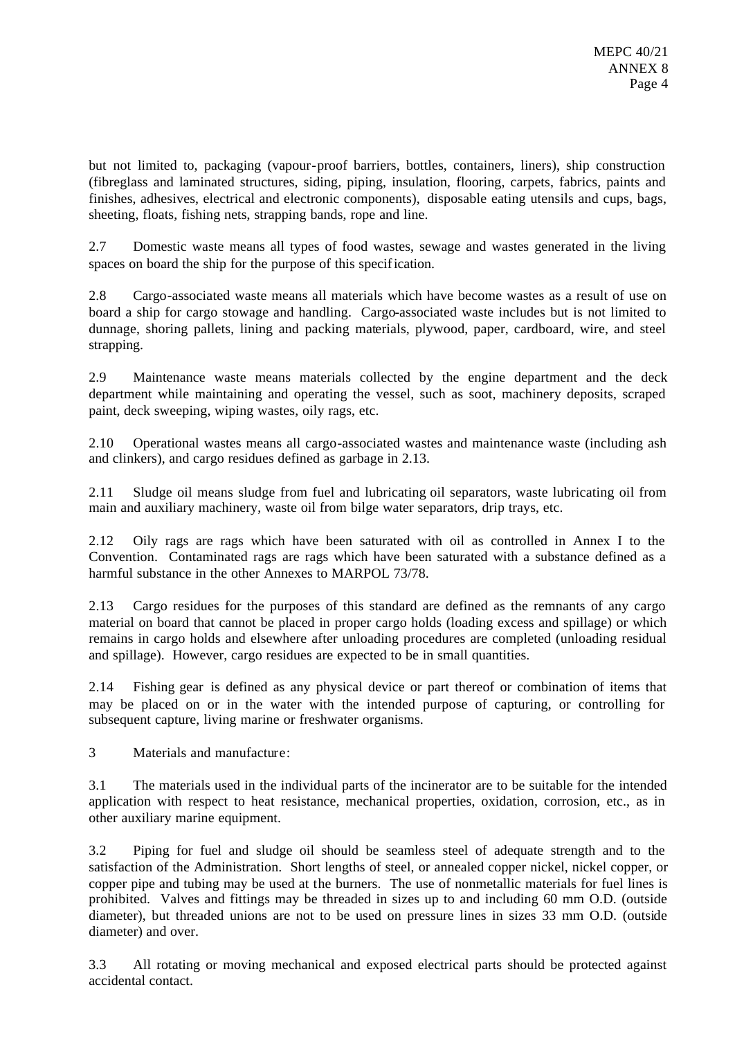but not limited to, packaging (vapour-proof barriers, bottles, containers, liners), ship construction (fibreglass and laminated structures, siding, piping, insulation, flooring, carpets, fabrics, paints and finishes, adhesives, electrical and electronic components), disposable eating utensils and cups, bags, sheeting, floats, fishing nets, strapping bands, rope and line.

2.7 Domestic waste means all types of food wastes, sewage and wastes generated in the living spaces on board the ship for the purpose of this specification.

2.8 Cargo-associated waste means all materials which have become wastes as a result of use on board a ship for cargo stowage and handling. Cargo-associated waste includes but is not limited to dunnage, shoring pallets, lining and packing materials, plywood, paper, cardboard, wire, and steel strapping.

2.9 Maintenance waste means materials collected by the engine department and the deck department while maintaining and operating the vessel, such as soot, machinery deposits, scraped paint, deck sweeping, wiping wastes, oily rags, etc.

2.10 Operational wastes means all cargo-associated wastes and maintenance waste (including ash and clinkers), and cargo residues defined as garbage in 2.13.

2.11 Sludge oil means sludge from fuel and lubricating oil separators, waste lubricating oil from main and auxiliary machinery, waste oil from bilge water separators, drip trays, etc.

2.12 Oily rags are rags which have been saturated with oil as controlled in Annex I to the Convention. Contaminated rags are rags which have been saturated with a substance defined as a harmful substance in the other Annexes to MARPOL 73/78.

2.13 Cargo residues for the purposes of this standard are defined as the remnants of any cargo material on board that cannot be placed in proper cargo holds (loading excess and spillage) or which remains in cargo holds and elsewhere after unloading procedures are completed (unloading residual and spillage). However, cargo residues are expected to be in small quantities.

2.14 Fishing gear is defined as any physical device or part thereof or combination of items that may be placed on or in the water with the intended purpose of capturing, or controlling for subsequent capture, living marine or freshwater organisms.

3 Materials and manufacture:

3.1 The materials used in the individual parts of the incinerator are to be suitable for the intended application with respect to heat resistance, mechanical properties, oxidation, corrosion, etc., as in other auxiliary marine equipment.

3.2 Piping for fuel and sludge oil should be seamless steel of adequate strength and to the satisfaction of the Administration. Short lengths of steel, or annealed copper nickel, nickel copper, or copper pipe and tubing may be used at the burners. The use of nonmetallic materials for fuel lines is prohibited. Valves and fittings may be threaded in sizes up to and including 60 mm O.D. (outside diameter), but threaded unions are not to be used on pressure lines in sizes 33 mm O.D. (outside diameter) and over.

3.3 All rotating or moving mechanical and exposed electrical parts should be protected against accidental contact.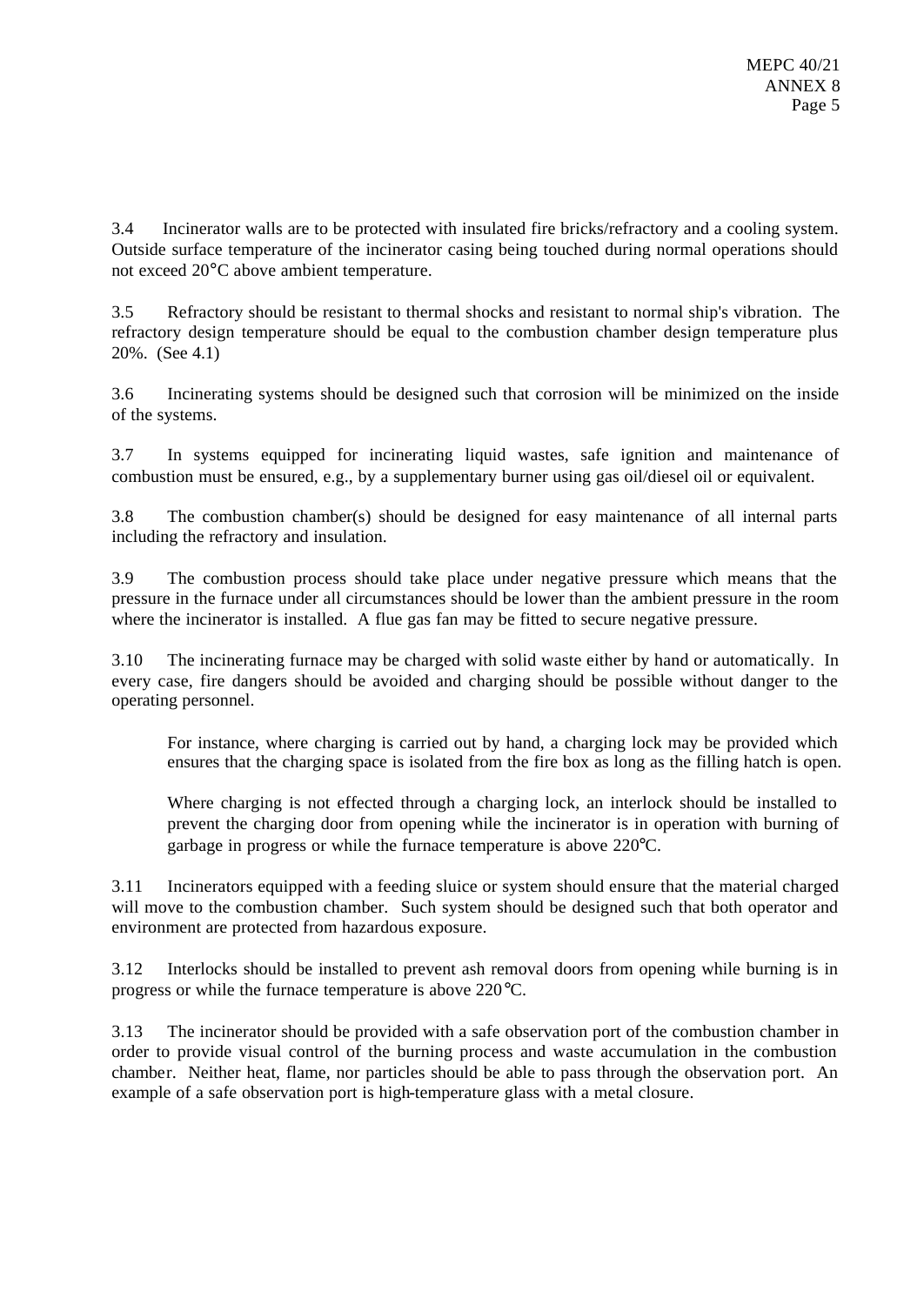3.4 Incinerator walls are to be protected with insulated fire bricks/refractory and a cooling system. Outside surface temperature of the incinerator casing being touched during normal operations should not exceed 20°C above ambient temperature.

3.5 Refractory should be resistant to thermal shocks and resistant to normal ship's vibration. The refractory design temperature should be equal to the combustion chamber design temperature plus 20%. (See 4.1)

3.6 Incinerating systems should be designed such that corrosion will be minimized on the inside of the systems.

3.7 In systems equipped for incinerating liquid wastes, safe ignition and maintenance of combustion must be ensured, e.g., by a supplementary burner using gas oil/diesel oil or equivalent.

3.8 The combustion chamber(s) should be designed for easy maintenance of all internal parts including the refractory and insulation.

3.9 The combustion process should take place under negative pressure which means that the pressure in the furnace under all circumstances should be lower than the ambient pressure in the room where the incinerator is installed. A flue gas fan may be fitted to secure negative pressure.

3.10 The incinerating furnace may be charged with solid waste either by hand or automatically. In every case, fire dangers should be avoided and charging should be possible without danger to the operating personnel.

For instance, where charging is carried out by hand, a charging lock may be provided which ensures that the charging space is isolated from the fire box as long as the filling hatch is open.

Where charging is not effected through a charging lock, an interlock should be installed to prevent the charging door from opening while the incinerator is in operation with burning of garbage in progress or while the furnace temperature is above 220°C.

3.11 Incinerators equipped with a feeding sluice or system should ensure that the material charged will move to the combustion chamber. Such system should be designed such that both operator and environment are protected from hazardous exposure.

3.12 Interlocks should be installed to prevent ash removal doors from opening while burning is in progress or while the furnace temperature is above 220°C.

3.13 The incinerator should be provided with a safe observation port of the combustion chamber in order to provide visual control of the burning process and waste accumulation in the combustion chamber. Neither heat, flame, nor particles should be able to pass through the observation port. An example of a safe observation port is high-temperature glass with a metal closure.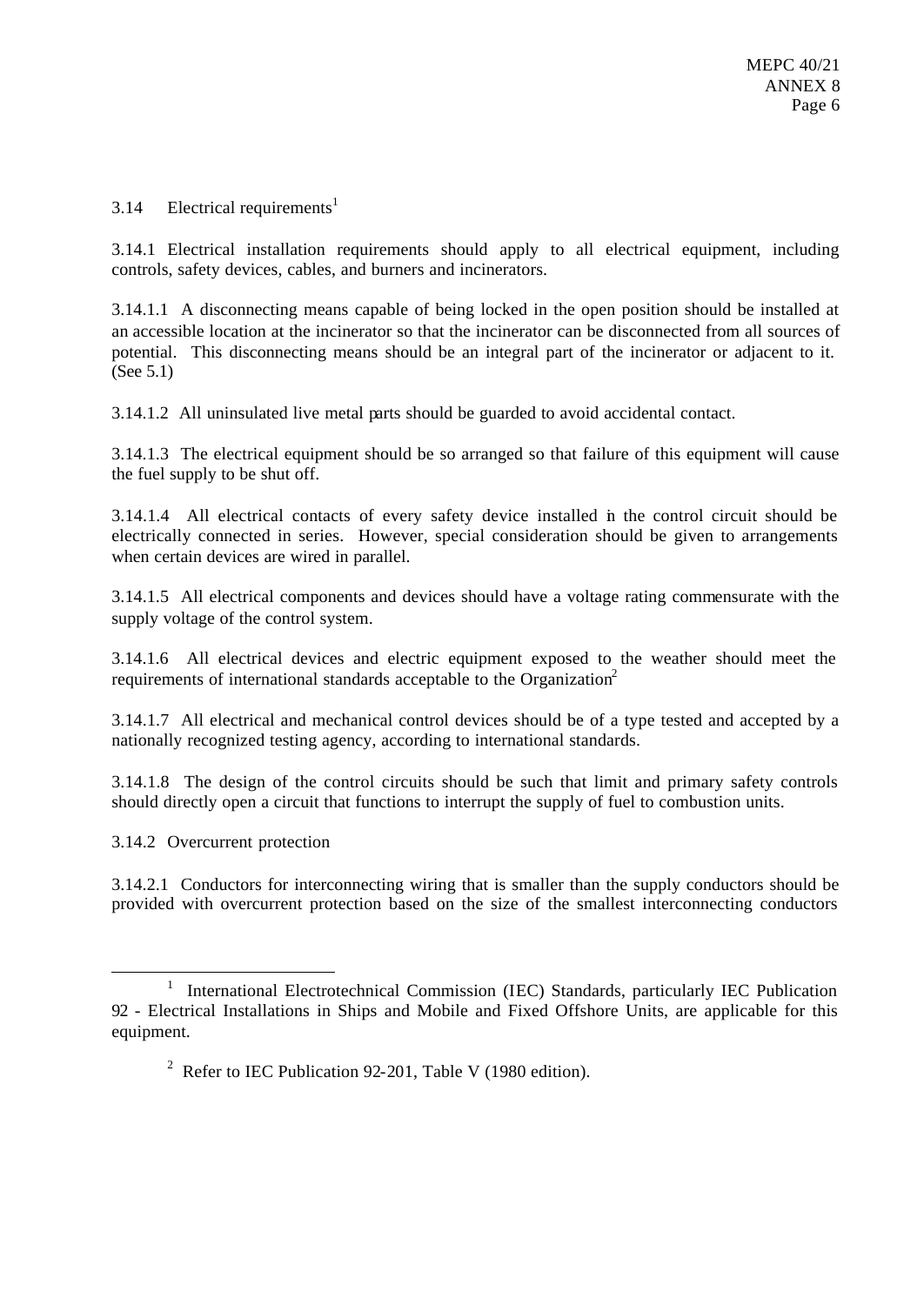3.14 Electrical requirements[1]

3.14.1 Electrical installation requirements should apply to all electrical equipment, including controls, safety devices, cables, and burners and incinerators.

3.14.1.1 A disconnecting means capable of being locked in the open position should be installed at an accessible location at the incinerator so that the incinerator can be disconnected from all sources of potential. This disconnecting means should be an integral part of the incinerator or adjacent to it. (See 5.1)

3.14.1.2 All uninsulated live metal parts should be guarded to avoid accidental contact.

3.14.1.3 The electrical equipment should be so arranged so that failure of this equipment will cause the fuel supply to be shut off.

3.14.1.4 All electrical contacts of every safety device installed in the control circuit should be electrically connected in series. However, special consideration should be given to arrangements when certain devices are wired in parallel.

3.14.1.5 All electrical components and devices should have a voltage rating commensurate with the supply voltage of the control system.

3.14.1.6 All electrical devices and electric equipment exposed to the weather should meet the requirements of international standards acceptable to the Organization[2]

3.14.1.7 All electrical and mechanical control devices should be of a type tested and accepted by a nationally recognized testing agency, according to international standards.

3.14.1.8 The design of the control circuits should be such that limit and primary safety controls should directly open a circuit that functions to interrupt the supply of fuel to combustion units.

3.14.2 Overcurrent protection

3.14.2.1 Conductors for interconnecting wiring that is smaller than the supply conductors should be provided with overcurrent protection based on the size of the smallest interconnecting conductors

---

[1] International Electrotechnical Commission (IEC) Standards, particularly IEC Publication 92 - Electrical Installations in Ships and Mobile and Fixed Offshore Units, are applicable for this equipment.

[2] Refer to IEC Publication 92-201, Table V (1980 edition).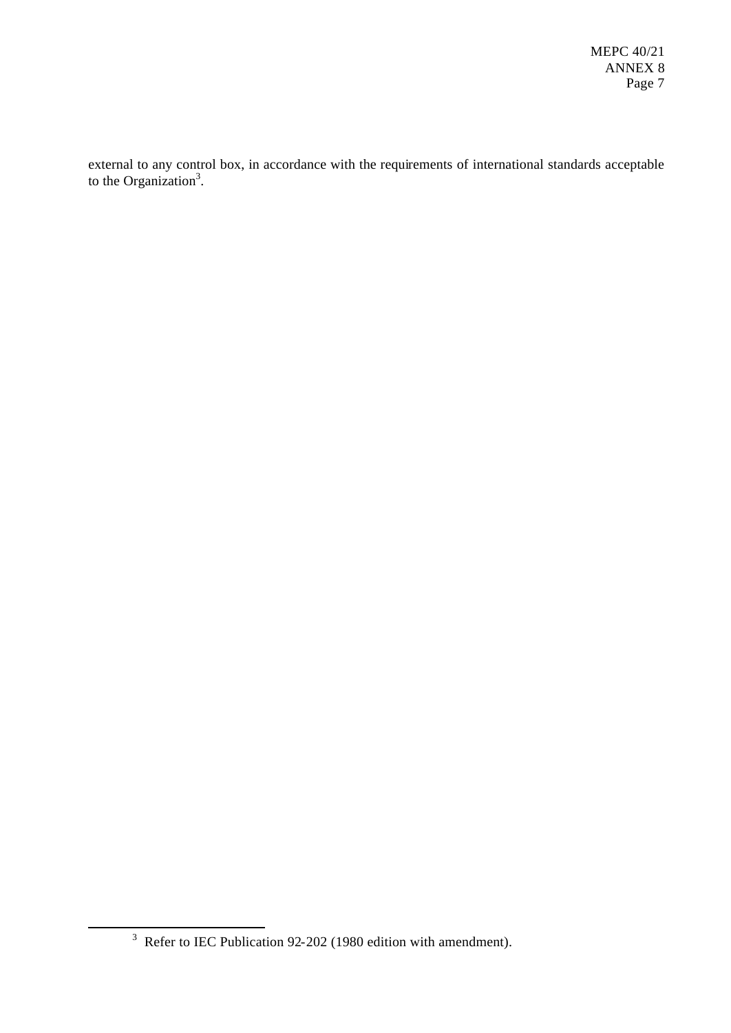external to any control box, in accordance with the requirements of international standards acceptable to the Organization[3].

[3] Refer to IEC Publication 92-202 (1980 edition with amendment).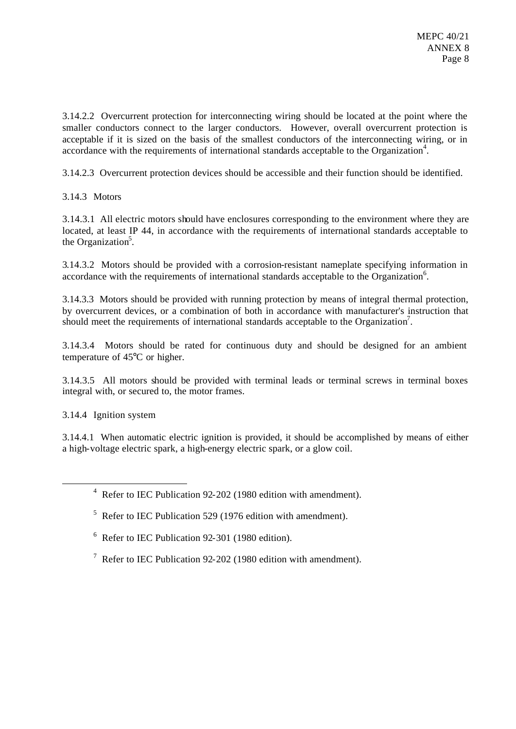3.14.2.2 Overcurrent protection for interconnecting wiring should be located at the point where the smaller conductors connect to the larger conductors. However, overall overcurrent protection is acceptable if it is sized on the basis of the smallest conductors of the interconnecting wiring, or in accordance with the requirements of international standards acceptable to the Organization[4].

3.14.2.3 Overcurrent protection devices should be accessible and their function should be identified.

3.14.3 Motors

3.14.3.1 All electric motors should have enclosures corresponding to the environment where they are located, at least IP 44, in accordance with the requirements of international standards acceptable to the Organization[5].

3.14.3.2 Motors should be provided with a corrosion-resistant nameplate specifying information in accordance with the requirements of international standards acceptable to the Organization[6].

3.14.3.3 Motors should be provided with running protection by means of integral thermal protection, by overcurrent devices, or a combination of both in accordance with manufacturer's instruction that should meet the requirements of international standards acceptable to the Organization[7].

3.14.3.4 Motors should be rated for continuous duty and should be designed for an ambient temperature of 45°C or higher.

3.14.3.5 All motors should be provided with terminal leads or terminal screws in terminal boxes integral with, or secured to, the motor frames.

3.14.4 Ignition system

3.14.4.1 When automatic electric ignition is provided, it should be accomplished by means of either a high-voltage electric spark, a high-energy electric spark, or a glow coil.

---

[4] Refer to IEC Publication 92-202 (1980 edition with amendment).

[5] Refer to IEC Publication 529 (1976 edition with amendment).

[6] Refer to IEC Publication 92-301 (1980 edition).

[7] Refer to IEC Publication 92-202 (1980 edition with amendment).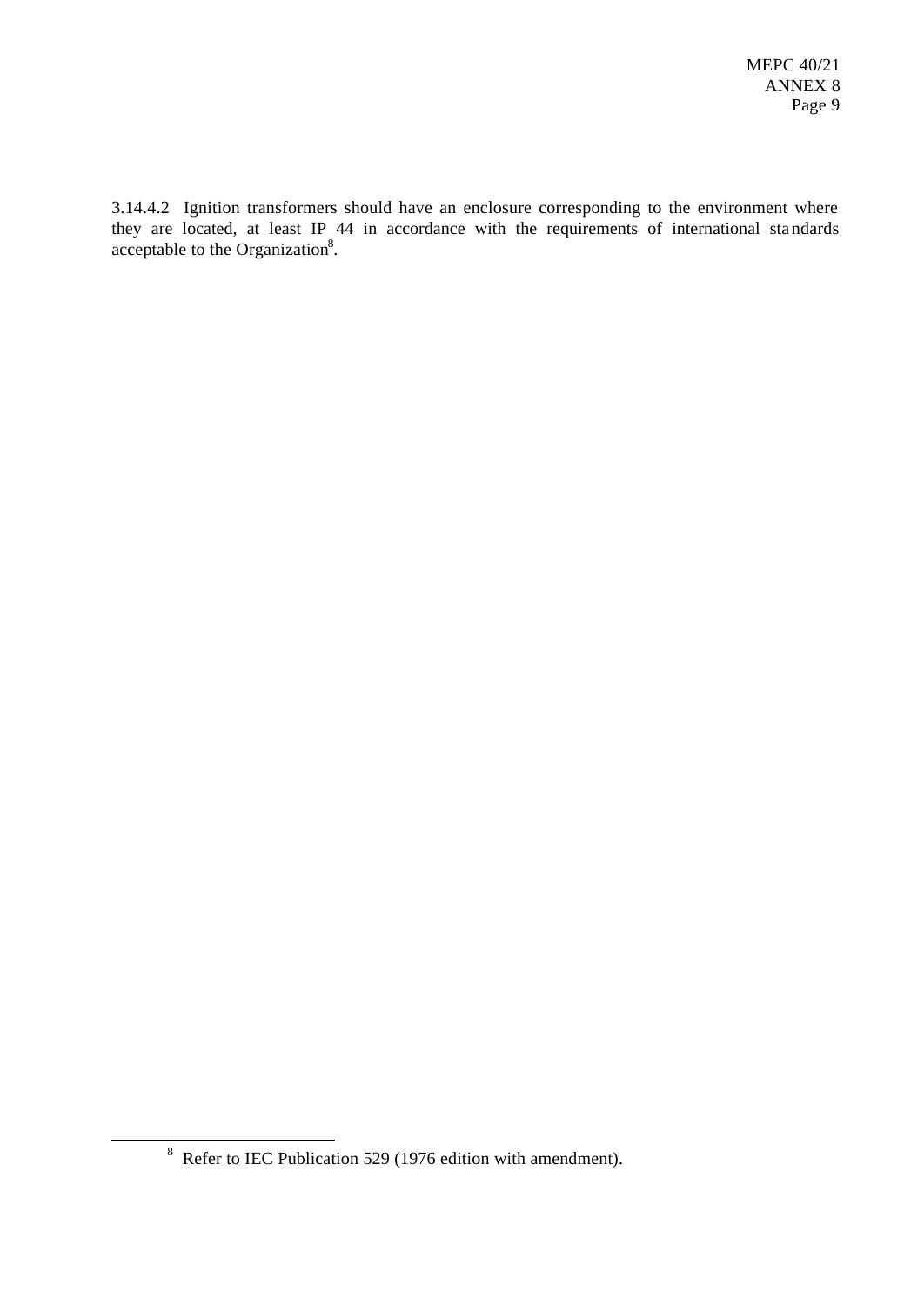3.14.4.2 Ignition transformers should have an enclosure corresponding to the environment where they are located, at least IP 44 in accordance with the requirements of international standards acceptable to the Organization[8].

---

[8] Refer to IEC Publication 529 (1976 edition with amendment).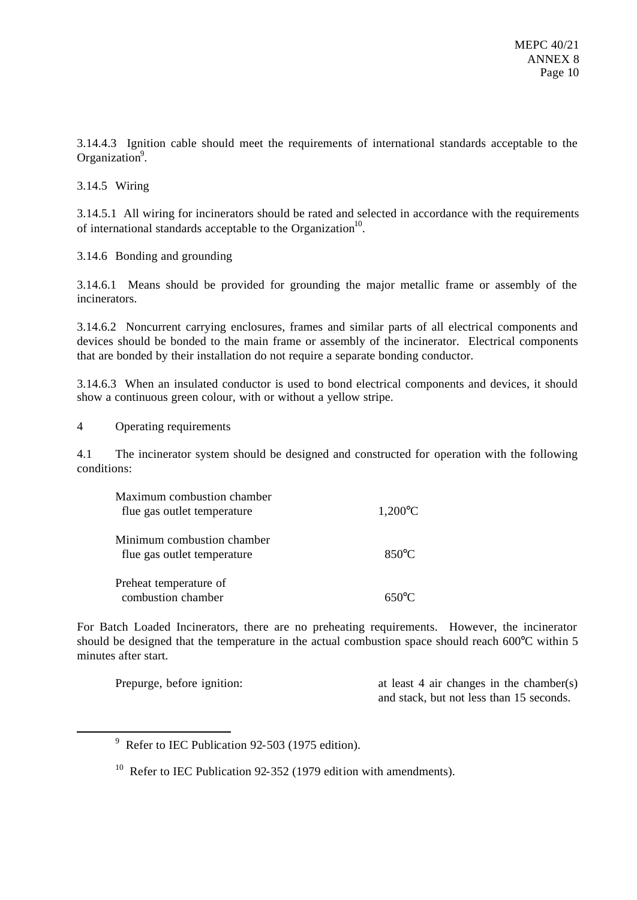3.14.4.3 Ignition cable should meet the requirements of international standards acceptable to the Organization[9].

3.14.5 Wiring

3.14.5.1 All wiring for incinerators should be rated and selected in accordance with the requirements of international standards acceptable to the Organization[10].

3.14.6 Bonding and grounding

3.14.6.1 Means should be provided for grounding the major metallic frame or assembly of the incinerators.

3.14.6.2 Noncurrent carrying enclosures, frames and similar parts of all electrical components and devices should be bonded to the main frame or assembly of the incinerator. Electrical components that are bonded by their installation do not require a separate bonding conductor.

3.14.6.3 When an insulated conductor is used to bond electrical components and devices, it should show a continuous green colour, with or without a yellow stripe.

4 Operating requirements

4.1 The incinerator system should be designed and constructed for operation with the following conditions:

| | |
|---|---|
| Maximum combustion chamber flue gas outlet temperature | 1,200°C |
| Minimum combustion chamber flue gas outlet temperature | 850°C |
| Preheat temperature of combustion chamber | 650°C |

For Batch Loaded Incinerators, there are no preheating requirements. However, the incinerator should be designed that the temperature in the actual combustion space should reach 600°C within 5 minutes after start.

| | |
|---|---|
| Prepurge, before ignition: | at least 4 air changes in the chamber(s) and stack, but not less than 15 seconds. |

---

[9] Refer to IEC Publication 92-503 (1975 edition).

[10] Refer to IEC Publication 92-352 (1979 edition with amendments).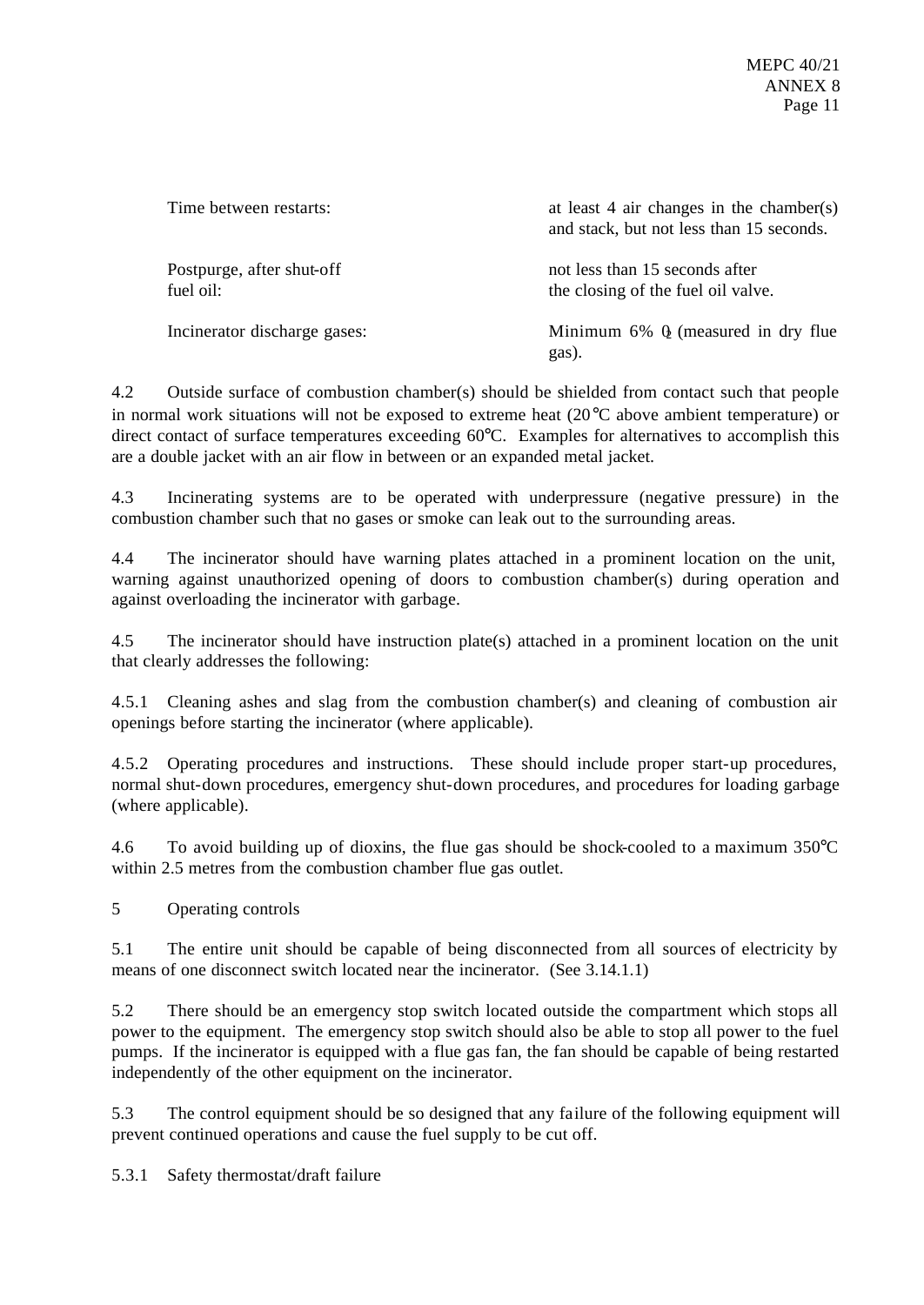| | |
|---|---|
| Time between restarts: | at least 4 air changes in the chamber(s) and stack, but not less than 15 seconds. |
| Postpurge, after shut-off fuel oil: | not less than 15 seconds after the closing of the fuel oil valve. |
| Incinerator discharge gases: | Minimum 6% $O_2$ (measured in dry flue gas). |

4.2 Outside surface of combustion chamber(s) should be shielded from contact such that people in normal work situations will not be exposed to extreme heat (20°C above ambient temperature) or direct contact of surface temperatures exceeding 60°C. Examples for alternatives to accomplish this are a double jacket with an air flow in between or an expanded metal jacket.

4.3 Incinerating systems are to be operated with underpressure (negative pressure) in the combustion chamber such that no gases or smoke can leak out to the surrounding areas.

4.4 The incinerator should have warning plates attached in a prominent location on the unit, warning against unauthorized opening of doors to combustion chamber(s) during operation and against overloading the incinerator with garbage.

4.5 The incinerator should have instruction plate(s) attached in a prominent location on the unit that clearly addresses the following:

4.5.1 Cleaning ashes and slag from the combustion chamber(s) and cleaning of combustion air openings before starting the incinerator (where applicable).

4.5.2 Operating procedures and instructions. These should include proper start-up procedures, normal shut-down procedures, emergency shut-down procedures, and procedures for loading garbage (where applicable).

4.6 To avoid building up of dioxins, the flue gas should be shock-cooled to a maximum 350°C within 2.5 metres from the combustion chamber flue gas outlet.

5 Operating controls

5.1 The entire unit should be capable of being disconnected from all sources of electricity by means of one disconnect switch located near the incinerator. (See 3.14.1.1)

5.2 There should be an emergency stop switch located outside the compartment which stops all power to the equipment. The emergency stop switch should also be able to stop all power to the fuel pumps. If the incinerator is equipped with a flue gas fan, the fan should be capable of being restarted independently of the other equipment on the incinerator.

5.3 The control equipment should be so designed that any failure of the following equipment will prevent continued operations and cause the fuel supply to be cut off.

5.3.1 Safety thermostat/draft failure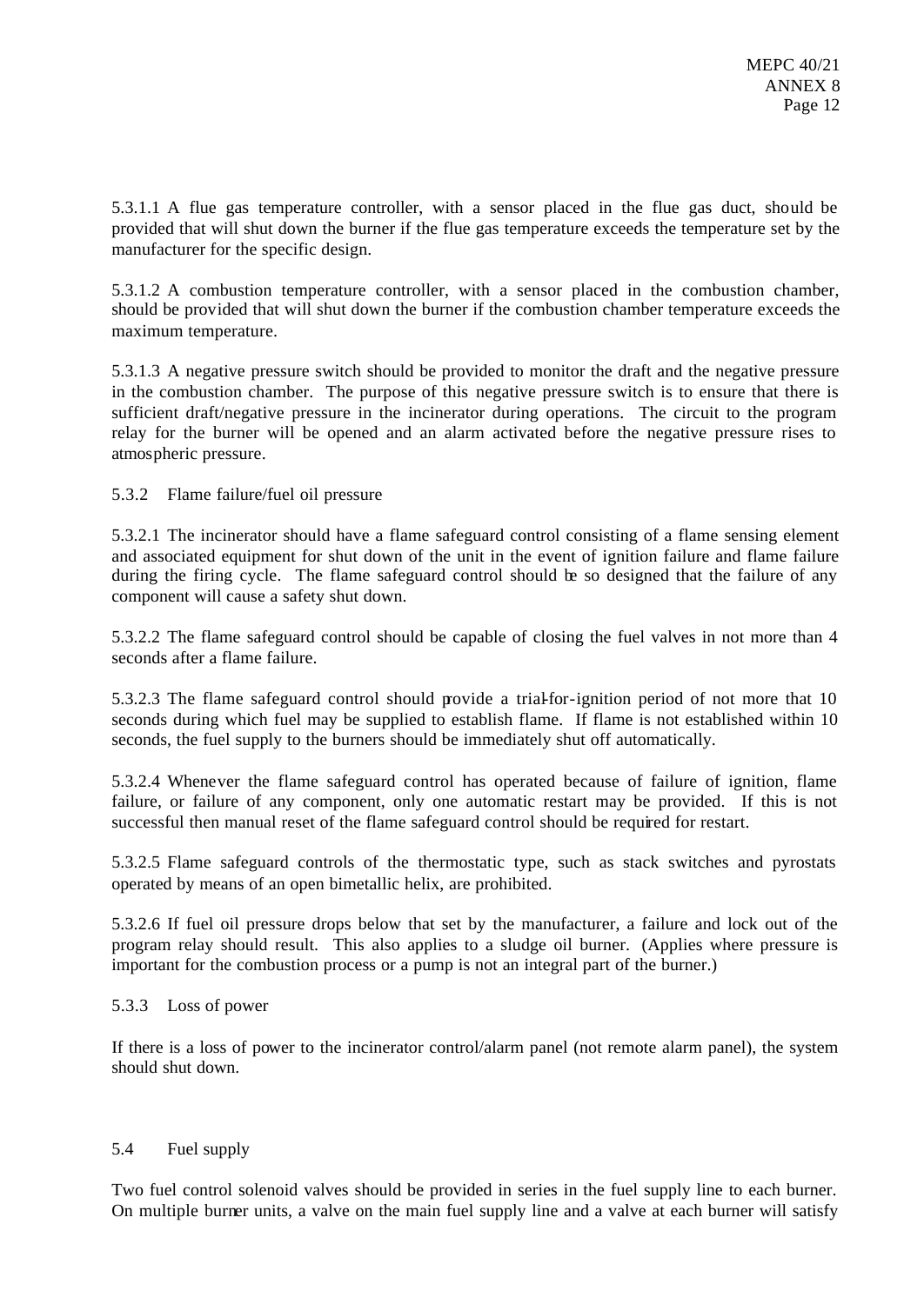5.3.1.1 A flue gas temperature controller, with a sensor placed in the flue gas duct, should be provided that will shut down the burner if the flue gas temperature exceeds the temperature set by the manufacturer for the specific design.

5.3.1.2 A combustion temperature controller, with a sensor placed in the combustion chamber, should be provided that will shut down the burner if the combustion chamber temperature exceeds the maximum temperature.

5.3.1.3 A negative pressure switch should be provided to monitor the draft and the negative pressure in the combustion chamber. The purpose of this negative pressure switch is to ensure that there is sufficient draft/negative pressure in the incinerator during operations. The circuit to the program relay for the burner will be opened and an alarm activated before the negative pressure rises to atmospheric pressure.

5.3.2 Flame failure/fuel oil pressure

5.3.2.1 The incinerator should have a flame safeguard control consisting of a flame sensing element and associated equipment for shut down of the unit in the event of ignition failure and flame failure during the firing cycle. The flame safeguard control should be so designed that the failure of any component will cause a safety shut down.

5.3.2.2 The flame safeguard control should be capable of closing the fuel valves in not more than 4 seconds after a flame failure.

5.3.2.3 The flame safeguard control should provide a trial-for-ignition period of not more that 10 seconds during which fuel may be supplied to establish flame. If flame is not established within 10 seconds, the fuel supply to the burners should be immediately shut off automatically.

5.3.2.4 Whenever the flame safeguard control has operated because of failure of ignition, flame failure, or failure of any component, only one automatic restart may be provided. If this is not successful then manual reset of the flame safeguard control should be required for restart.

5.3.2.5 Flame safeguard controls of the thermostatic type, such as stack switches and pyrostats operated by means of an open bimetallic helix, are prohibited.

5.3.2.6 If fuel oil pressure drops below that set by the manufacturer, a failure and lock out of the program relay should result. This also applies to a sludge oil burner. (Applies where pressure is important for the combustion process or a pump is not an integral part of the burner.)

5.3.3 Loss of power

If there is a loss of power to the incinerator control/alarm panel (not remote alarm panel), the system should shut down.

5.4 Fuel supply

Two fuel control solenoid valves should be provided in series in the fuel supply line to each burner. On multiple burner units, a valve on the main fuel supply line and a valve at each burner will satisfy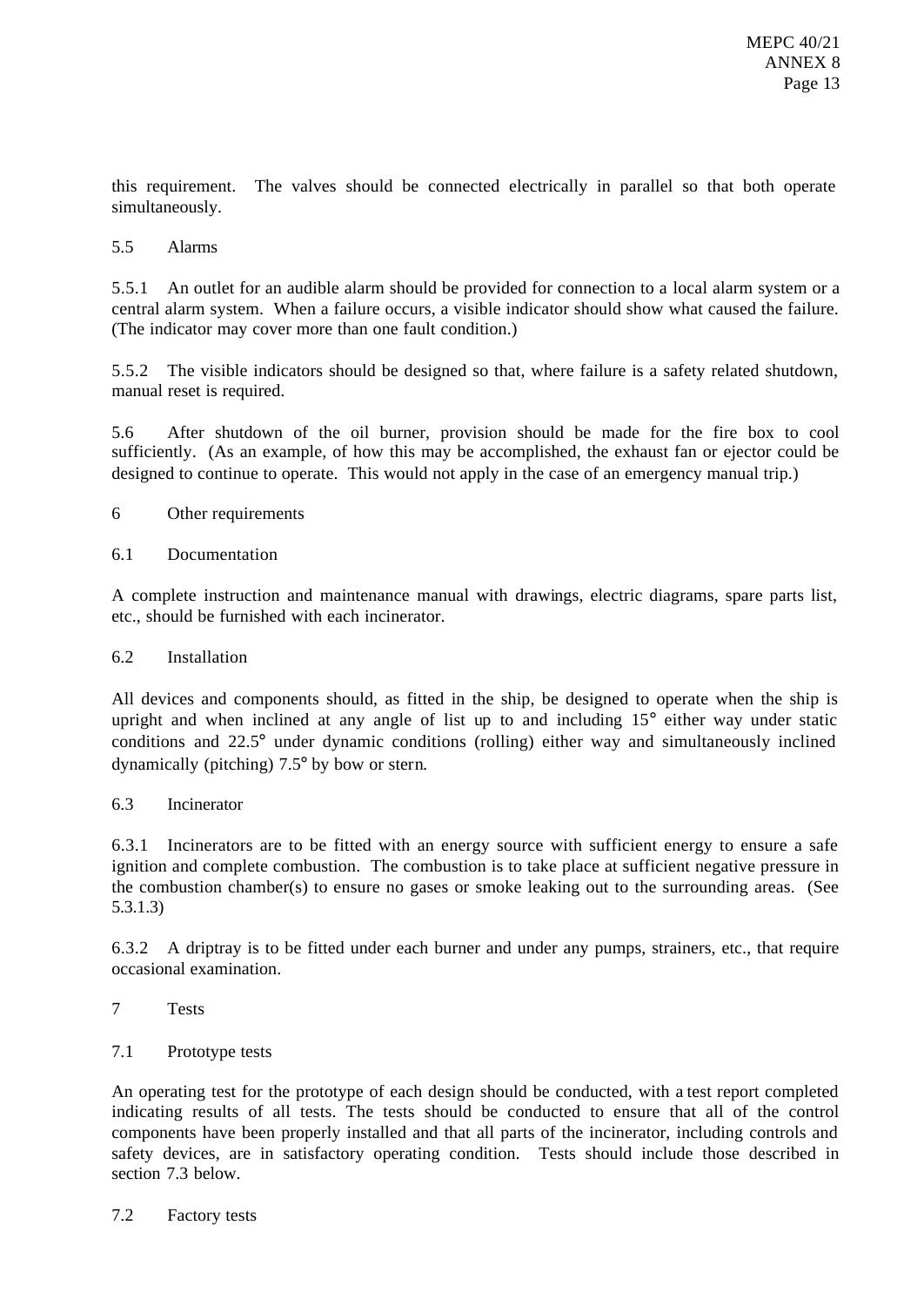this requirement. The valves should be connected electrically in parallel so that both operate simultaneously.

### 5.5 Alarms

5.5.1 An outlet for an audible alarm should be provided for connection to a local alarm system or a central alarm system. When a failure occurs, a visible indicator should show what caused the failure. (The indicator may cover more than one fault condition.)

5.5.2 The visible indicators should be designed so that, where failure is a safety related shutdown, manual reset is required.

5.6 After shutdown of the oil burner, provision should be made for the fire box to cool sufficiently. (As an example, of how this may be accomplished, the exhaust fan or ejector could be designed to continue to operate. This would not apply in the case of an emergency manual trip.)

## 6 Other requirements

### 6.1 Documentation

A complete instruction and maintenance manual with drawings, electric diagrams, spare parts list, etc., should be furnished with each incinerator.

### 6.2 Installation

All devices and components should, as fitted in the ship, be designed to operate when the ship is upright and when inclined at any angle of list up to and including 15° either way under static conditions and 22.5° under dynamic conditions (rolling) either way and simultaneously inclined dynamically (pitching) 7.5° by bow or stern.

### 6.3 Incinerator

6.3.1 Incinerators are to be fitted with an energy source with sufficient energy to ensure a safe ignition and complete combustion. The combustion is to take place at sufficient negative pressure in the combustion chamber(s) to ensure no gases or smoke leaking out to the surrounding areas. (See 5.3.1.3)

6.3.2 A driptray is to be fitted under each burner and under any pumps, strainers, etc., that require occasional examination.

## 7 Tests

### 7.1 Prototype tests

An operating test for the prototype of each design should be conducted, with a test report completed indicating results of all tests. The tests should be conducted to ensure that all of the control components have been properly installed and that all parts of the incinerator, including controls and safety devices, are in satisfactory operating condition. Tests should include those described in section 7.3 below.

### 7.2 Factory tests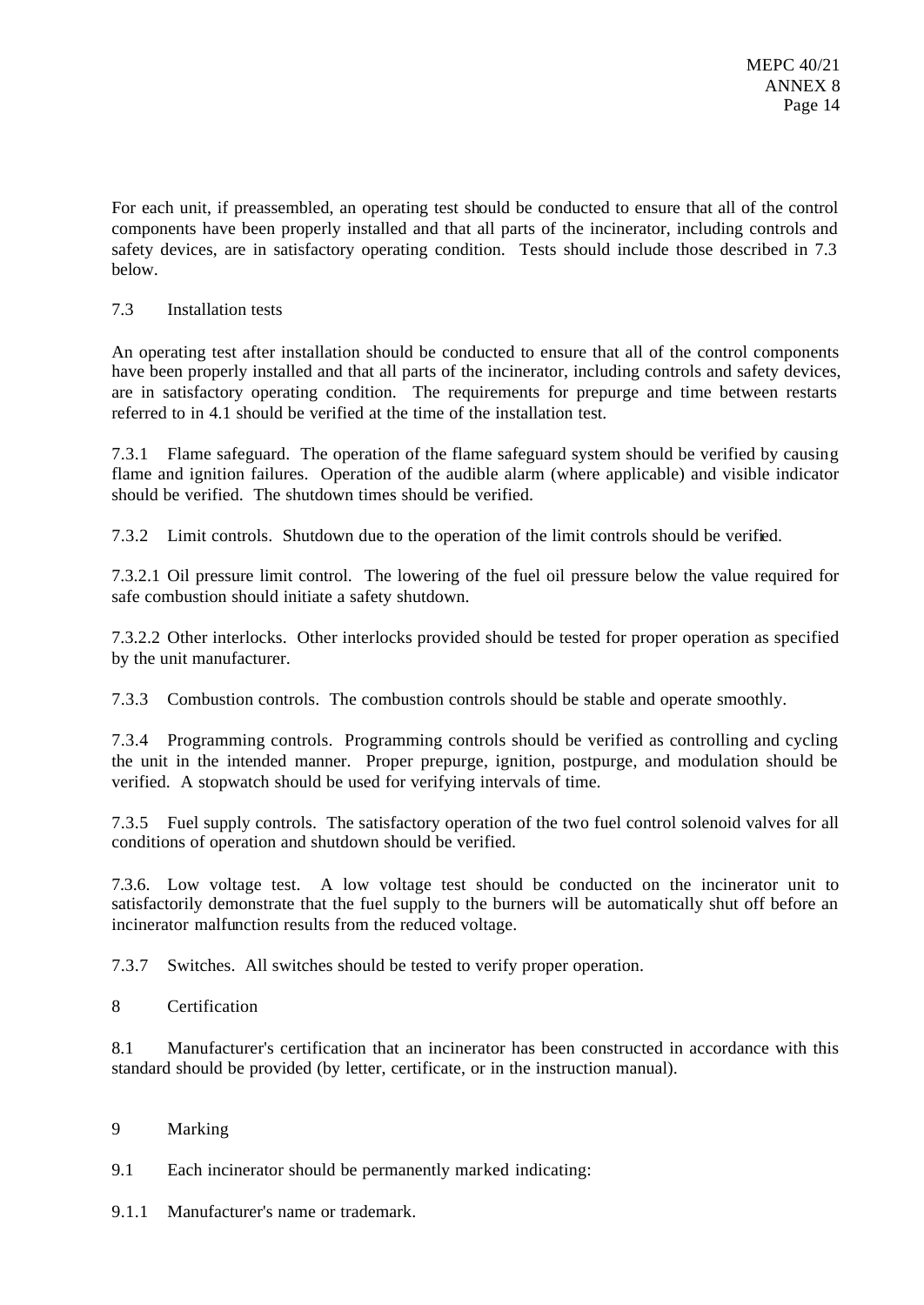For each unit, if preassembled, an operating test should be conducted to ensure that all of the control components have been properly installed and that all parts of the incinerator, including controls and safety devices, are in satisfactory operating condition. Tests should include those described in 7.3 below.

7.3 Installation tests

An operating test after installation should be conducted to ensure that all of the control components have been properly installed and that all parts of the incinerator, including controls and safety devices, are in satisfactory operating condition. The requirements for prepurge and time between restarts referred to in 4.1 should be verified at the time of the installation test.

7.3.1 Flame safeguard. The operation of the flame safeguard system should be verified by causing flame and ignition failures. Operation of the audible alarm (where applicable) and visible indicator should be verified. The shutdown times should be verified.

7.3.2 Limit controls. Shutdown due to the operation of the limit controls should be verified.

7.3.2.1 Oil pressure limit control. The lowering of the fuel oil pressure below the value required for safe combustion should initiate a safety shutdown.

7.3.2.2 Other interlocks. Other interlocks provided should be tested for proper operation as specified by the unit manufacturer.

7.3.3 Combustion controls. The combustion controls should be stable and operate smoothly.

7.3.4 Programming controls. Programming controls should be verified as controlling and cycling the unit in the intended manner. Proper prepurge, ignition, postpurge, and modulation should be verified. A stopwatch should be used for verifying intervals of time.

7.3.5 Fuel supply controls. The satisfactory operation of the two fuel control solenoid valves for all conditions of operation and shutdown should be verified.

7.3.6. Low voltage test. A low voltage test should be conducted on the incinerator unit to satisfactorily demonstrate that the fuel supply to the burners will be automatically shut off before an incinerator malfunction results from the reduced voltage.

7.3.7 Switches. All switches should be tested to verify proper operation.

8 Certification

8.1 Manufacturer's certification that an incinerator has been constructed in accordance with this standard should be provided (by letter, certificate, or in the instruction manual).

9 Marking

9.1 Each incinerator should be permanently marked indicating:

9.1.1 Manufacturer's name or trademark.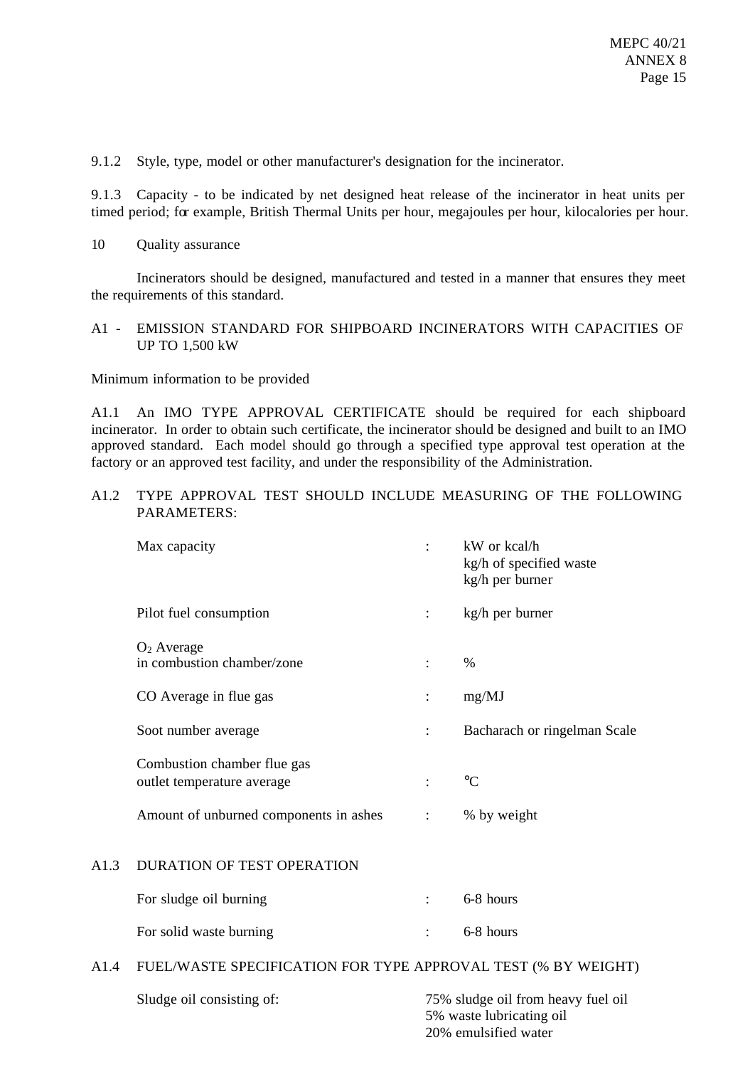9.1.2 Style, type, model or other manufacturer's designation for the incinerator.

9.1.3 Capacity - to be indicated by net designed heat release of the incinerator in heat units per timed period; for example, British Thermal Units per hour, megajoules per hour, kilocalories per hour.

10 Quality assurance

Incinerators should be designed, manufactured and tested in a manner that ensures they meet the requirements of this standard.

## A1 - EMISSION STANDARD FOR SHIPBOARD INCINERATORS WITH CAPACITIES OF UP TO 1,500 kW

Minimum information to be provided

A1.1 An IMO TYPE APPROVAL CERTIFICATE should be required for each shipboard incinerator. In order to obtain such certificate, the incinerator should be designed and built to an IMO approved standard. Each model should go through a specified type approval test operation at the factory or an approved test facility, and under the responsibility of the Administration.

A1.2 TYPE APPROVAL TEST SHOULD INCLUDE MEASURING OF THE FOLLOWING PARAMETERS:

| | | |
|---|---|---|
| Max capacity | : | kW or kcal/h<br>kg/h of specified waste<br>kg/h per burner |
| Pilot fuel consumption | : | kg/h per burner |
| $O_2$ Average in combustion chamber/zone | : | % |
| CO Average in flue gas | : | mg/MJ |
| Soot number average | : | Bacharach or ringelman Scale |
| Combustion chamber flue gas outlet temperature average | : | °C |
| Amount of unburned components in ashes | : | % by weight |

A1.3 DURATION OF TEST OPERATION

| | | |
|---|---|---|
| For sludge oil burning | : | 6-8 hours |
| For solid waste burning | : | 6-8 hours |

A1.4 FUEL/WASTE SPECIFICATION FOR TYPE APPROVAL TEST (% BY WEIGHT)

Sludge oil consisting of:
- 75% sludge oil from heavy fuel oil
- 5% waste lubricating oil
- 20% emulsified water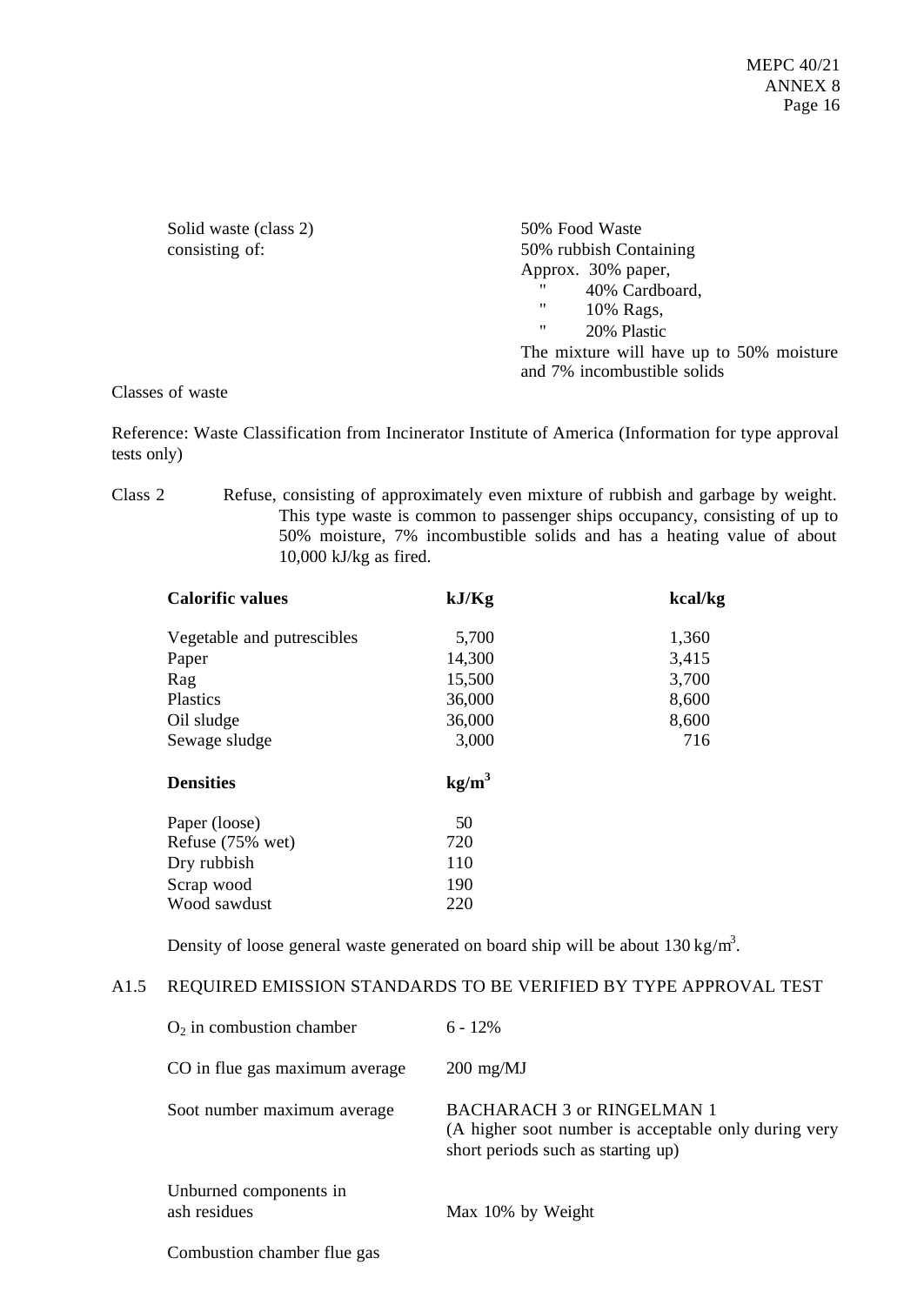| | |
|---|---|
| Solid waste (class 2) consisting of: | 50% Food Waste<br>50% rubbish Containing<br>Approx. 30% paper,<br>" 40% Cardboard,<br>" 10% Rags,<br>" 20% Plastic<br>The mixture will have up to 50% moisture and 7% incombustible solids |

Classes of waste

Reference: Waste Classification from Incinerator Institute of America (Information for type approval tests only)

Class 2 Refuse, consisting of approximately even mixture of rubbish and garbage by weight. This type waste is common to passenger ships occupancy, consisting of up to 50% moisture, 7% incombustible solids and has a heating value of about 10,000 kJ/kg as fired.

| **Calorific values** | **kJ/Kg** | **kcal/kg** |
|---|---|---|
| Vegetable and putrescibles | 5,700 | 1,360 |
| Paper | 14,300 | 3,415 |
| Rag | 15,500 | 3,700 |
| Plastics | 36,000 | 8,600 |
| Oil sludge | 36,000 | 8,600 |
| Sewage sludge | 3,000 | 716 |

| **Densities** | **$kg/m^3$** |
|---|---|
| Paper (loose) | 50 |
| Refuse (75% wet) | 720 |
| Dry rubbish | 110 |
| Scrap wood | 190 |
| Wood sawdust | 220 |

Density of loose general waste generated on board ship will be about 130 $kg/m^3$.

## A1.5 REQUIRED EMISSION STANDARDS TO BE VERIFIED BY TYPE APPROVAL TEST

| | |
|---|---|
| $O_2$ in combustion chamber | 6 - 12% |
| CO in flue gas maximum average | 200 mg/MJ |
| Soot number maximum average | BACHARACH 3 or RINGELMAN 1 (A higher soot number is acceptable only during very short periods such as starting up) |
| Unburned components in ash residues | Max 10% by Weight |
| Combustion chamber flue gas | |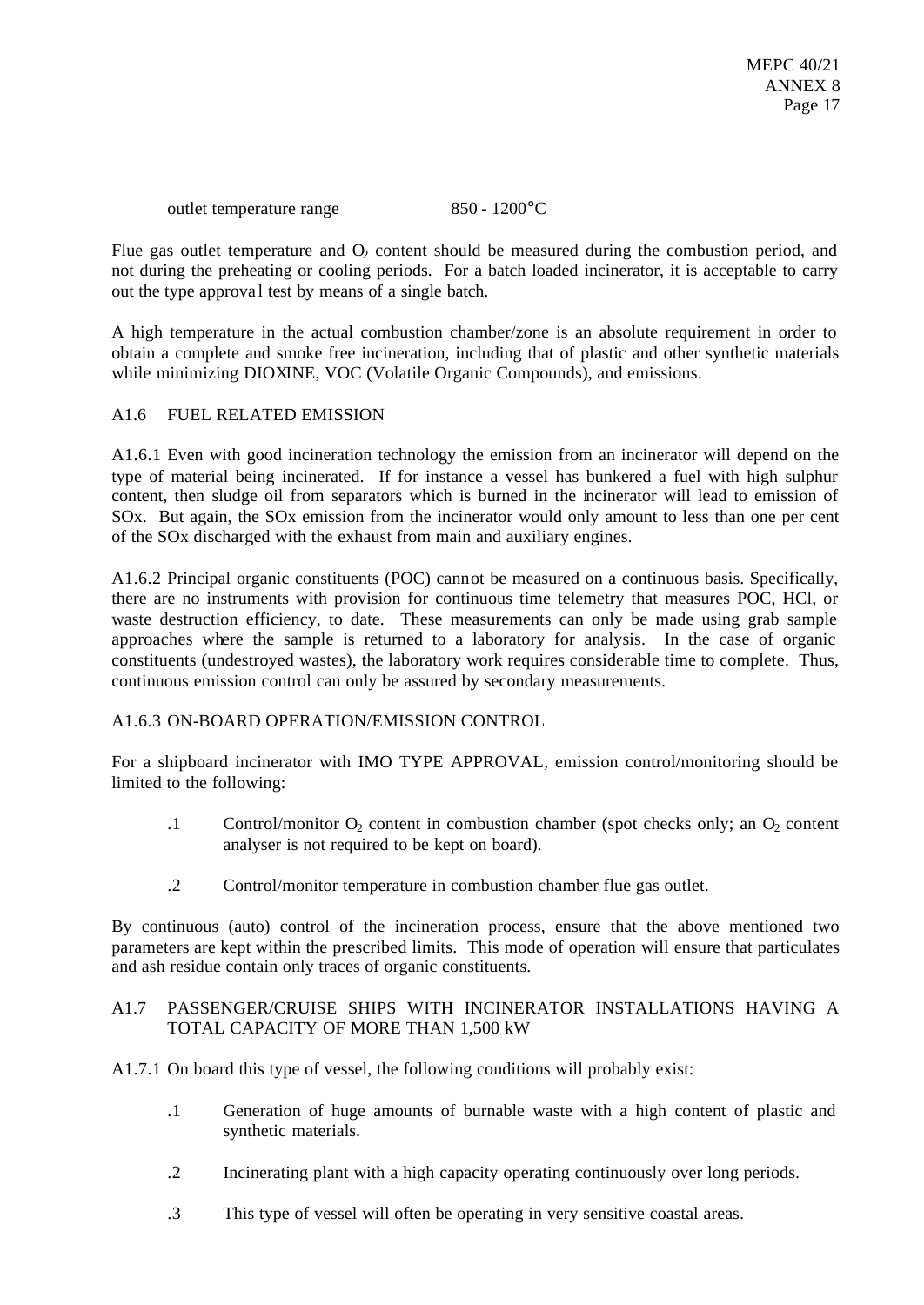outlet temperature range 850 - 1200°C

Flue gas outlet temperature and $O_2$ content should be measured during the combustion period, and not during the preheating or cooling periods. For a batch loaded incinerator, it is acceptable to carry out the type approval test by means of a single batch.

A high temperature in the actual combustion chamber/zone is an absolute requirement in order to obtain a complete and smoke free incineration, including that of plastic and other synthetic materials while minimizing DIOXINE, VOC (Volatile Organic Compounds), and emissions.

## A1.6 FUEL RELATED EMISSION

A1.6.1 Even with good incineration technology the emission from an incinerator will depend on the type of material being incinerated. If for instance a vessel has bunkered a fuel with high sulphur content, then sludge oil from separators which is burned in the incinerator will lead to emission of SOx. But again, the SOx emission from the incinerator would only amount to less than one per cent of the SOx discharged with the exhaust from main and auxiliary engines.

A1.6.2 Principal organic constituents (POC) cannot be measured on a continuous basis. Specifically, there are no instruments with provision for continuous time telemetry that measures POC, HCl, or waste destruction efficiency, to date. These measurements can only be made using grab sample approaches where the sample is returned to a laboratory for analysis. In the case of organic constituents (undestroyed wastes), the laboratory work requires considerable time to complete. Thus, continuous emission control can only be assured by secondary measurements.

### A1.6.3 ON-BOARD OPERATION/EMISSION CONTROL

For a shipboard incinerator with IMO TYPE APPROVAL, emission control/monitoring should be limited to the following:

.1 Control/monitor $O_2$ content in combustion chamber (spot checks only; an $O_2$ content analyser is not required to be kept on board).

.2 Control/monitor temperature in combustion chamber flue gas outlet.

By continuous (auto) control of the incineration process, ensure that the above mentioned two parameters are kept within the prescribed limits. This mode of operation will ensure that particulates and ash residue contain only traces of organic constituents.

## A1.7 PASSENGER/CRUISE SHIPS WITH INCINERATOR INSTALLATIONS HAVING A TOTAL CAPACITY OF MORE THAN 1,500 kW

A1.7.1 On board this type of vessel, the following conditions will probably exist:

.1 Generation of huge amounts of burnable waste with a high content of plastic and synthetic materials.

.2 Incinerating plant with a high capacity operating continuously over long periods.

.3 This type of vessel will often be operating in very sensitive coastal areas.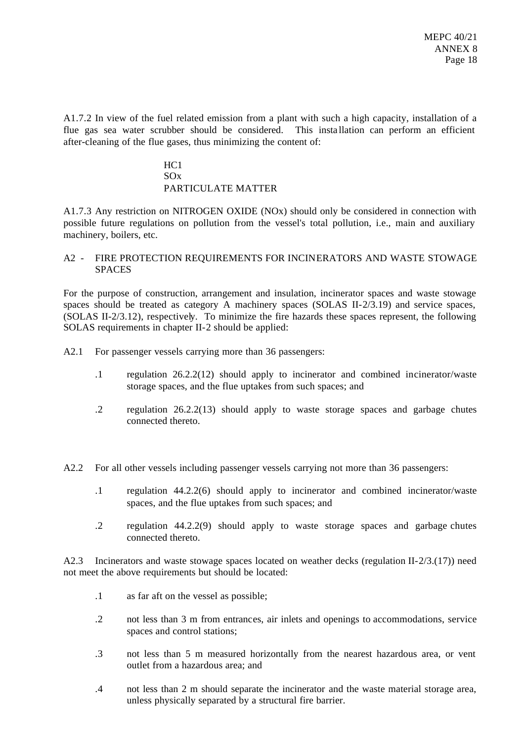A1.7.2 In view of the fuel related emission from a plant with such a high capacity, installation of a flue gas sea water scrubber should be considered. This installation can perform an efficient after-cleaning of the flue gases, thus minimizing the content of:

> HC1
> SOx
> PARTICULATE MATTER

A1.7.3 Any restriction on NITROGEN OXIDE (NOx) should only be considered in connection with possible future regulations on pollution from the vessel's total pollution, i.e., main and auxiliary machinery, boilers, etc.

## A2 - FIRE PROTECTION REQUIREMENTS FOR INCINERATORS AND WASTE STOWAGE SPACES

For the purpose of construction, arrangement and insulation, incinerator spaces and waste stowage spaces should be treated as category A machinery spaces (SOLAS II-2/3.19) and service spaces, (SOLAS II-2/3.12), respectively. To minimize the fire hazards these spaces represent, the following SOLAS requirements in chapter II-2 should be applied:

A2.1 For passenger vessels carrying more than 36 passengers:

.1 regulation 26.2.2(12) should apply to incinerator and combined incinerator/waste storage spaces, and the flue uptakes from such spaces; and

.2 regulation 26.2.2(13) should apply to waste storage spaces and garbage chutes connected thereto.

A2.2 For all other vessels including passenger vessels carrying not more than 36 passengers:

.1 regulation 44.2.2(6) should apply to incinerator and combined incinerator/waste spaces, and the flue uptakes from such spaces; and

.2 regulation 44.2.2(9) should apply to waste storage spaces and garbage chutes connected thereto.

A2.3 Incinerators and waste stowage spaces located on weather decks (regulation II-2/3.(17)) need not meet the above requirements but should be located:

.1 as far aft on the vessel as possible;

.2 not less than 3 m from entrances, air inlets and openings to accommodations, service spaces and control stations;

.3 not less than 5 m measured horizontally from the nearest hazardous area, or vent outlet from a hazardous area; and

.4 not less than 2 m should separate the incinerator and the waste material storage area, unless physically separated by a structural fire barrier.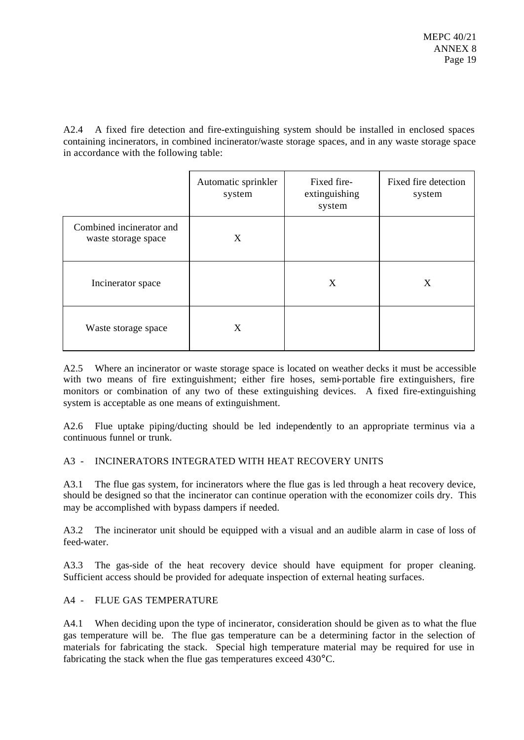A2.4 A fixed fire detection and fire-extinguishing system should be installed in enclosed spaces containing incinerators, in combined incinerator/waste storage spaces, and in any waste storage space in accordance with the following table:

| | Automatic sprinkler system | Fixed fire-extinguishing system | Fixed fire detection system |
|---|---|---|---|
| Combined incinerator and waste storage space | X | | |
| Incinerator space | | X | X |
| Waste storage space | X | | |

A2.5 Where an incinerator or waste storage space is located on weather decks it must be accessible with two means of fire extinguishment; either fire hoses, semi-portable fire extinguishers, fire monitors or combination of any two of these extinguishing devices. A fixed fire-extinguishing system is acceptable as one means of extinguishment.

A2.6 Flue uptake piping/ducting should be led independently to an appropriate terminus via a continuous funnel or trunk.

## A3 - INCINERATORS INTEGRATED WITH HEAT RECOVERY UNITS

A3.1 The flue gas system, for incinerators where the flue gas is led through a heat recovery device, should be designed so that the incinerator can continue operation with the economizer coils dry. This may be accomplished with bypass dampers if needed.

A3.2 The incinerator unit should be equipped with a visual and an audible alarm in case of loss of feed-water.

A3.3 The gas-side of the heat recovery device should have equipment for proper cleaning. Sufficient access should be provided for adequate inspection of external heating surfaces.

## A4 - FLUE GAS TEMPERATURE

A4.1 When deciding upon the type of incinerator, consideration should be given as to what the flue gas temperature will be. The flue gas temperature can be a determining factor in the selection of materials for fabricating the stack. Special high temperature material may be required for use in fabricating the stack when the flue gas temperatures exceed 430°C.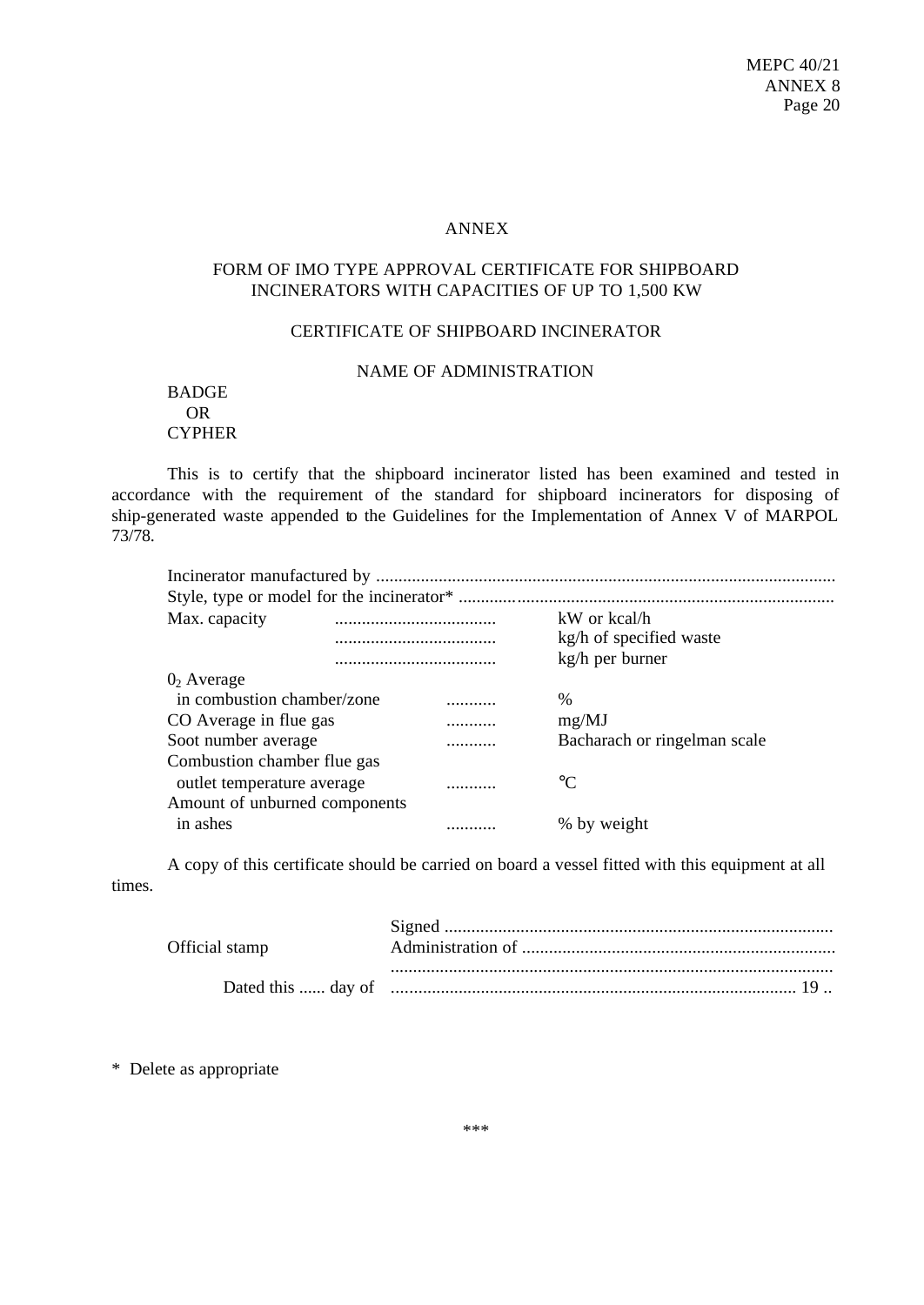ANNEX

FORM OF IMO TYPE APPROVAL CERTIFICATE FOR SHIPBOARD INCINERATORS WITH CAPACITIES OF UP TO 1,500 KW

CERTIFICATE OF SHIPBOARD INCINERATOR

NAME OF ADMINISTRATION

BADGE
OR
CYPHER

This is to certify that the shipboard incinerator listed has been examined and tested in accordance with the requirement of the standard for shipboard incinerators for disposing of ship-generated waste appended to the Guidelines for the Implementation of Annex V of MARPOL 73/78.

Incinerator manufactured by .......................................................................................................

Style, type or model for the incinerator* ....................................................................................

| | | |
|---|---|---|
| Max. capacity | .................................... | kW or kcal/h |
| | .................................... | kg/h of specified waste |
| | .................................... | kg/h per burner |
| $0_2$ Average in combustion chamber/zone | ........... | % |
| CO Average in flue gas | ........... | mg/MJ |
| Soot number average | ........... | Bacharach or ringelman scale |
| Combustion chamber flue gas outlet temperature average | ........... | °C |
| Amount of unburned components in ashes | ........... | % by weight |

A copy of this certificate should be carried on board a vessel fitted with this equipment at all times.

Official stamp

Signed ......................................................................................

Administration of ......................................................................

..................................................................................................

Dated this ...... day of .......................................................................................... 19 ..

\* Delete as appropriate

\*\*\*